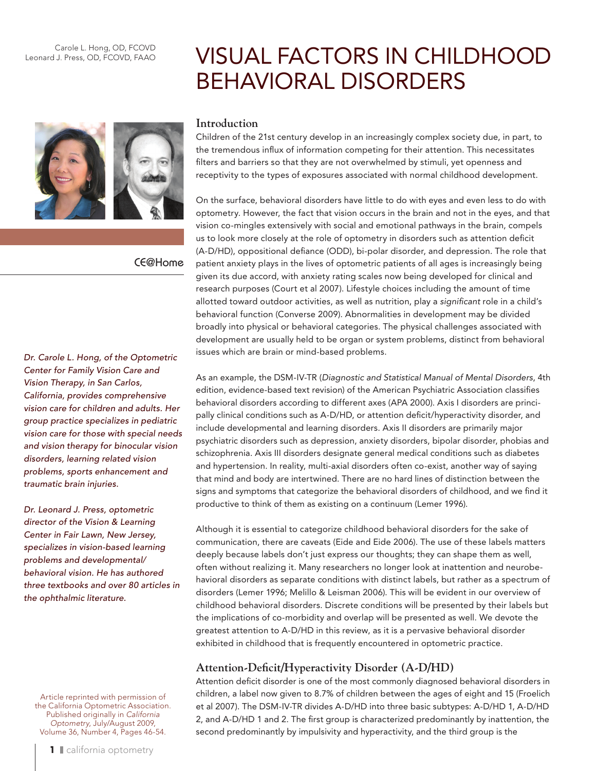Carole L. Hong, OD, FCOVD
Leonard J. Press, OD, FCOVD, FAAO

# VISUAL FACTORS IN CHILDHOOD BEHAVIORAL DISORDERS

CE@Home

*Dr. Carole L. Hong, of the Optometric Center for Family Vision Care and Vision Therapy, in San Carlos, California, provides comprehensive vision care for children and adults. Her group practice specializes in pediatric vision care for those with special needs and vision therapy for binocular vision disorders, learning related vision problems, sports enhancement and traumatic brain injuries.*

*Dr. Leonard J. Press, optometric director of the Vision & Learning Center in Fair Lawn, New Jersey, specializes in vision-based learning problems and developmental/behavioral vision. He has authored three textbooks and over 80 articles in the ophthalmic literature.*

Article reprinted with permission of the California Optometric Association. Published originally in *California Optometry*, July/August 2009, Volume 36, Number 4, Pages 46-54.

## Introduction

Children of the 21st century develop in an increasingly complex society due, in part, to the tremendous influx of information competing for their attention. This necessitates filters and barriers so that they are not overwhelmed by stimuli, yet openness and receptivity to the types of exposures associated with normal childhood development.

On the surface, behavioral disorders have little to do with eyes and even less to do with optometry. However, the fact that vision occurs in the brain and not in the eyes, and that vision co-mingles extensively with social and emotional pathways in the brain, compels us to look more closely at the role of optometry in disorders such as attention deficit (A-D/HD), oppositional defiance (ODD), bi-polar disorder, and depression. The role that patient anxiety plays in the lives of optometric patients of all ages is increasingly being given its due accord, with anxiety rating scales now being developed for clinical and research purposes (Court et al 2007). Lifestyle choices including the amount of time allotted toward outdoor activities, as well as nutrition, play a *significant* role in a child's behavioral function (Converse 2009). Abnormalities in development may be divided broadly into physical or behavioral categories. The physical challenges associated with development are usually held to be organ or system problems, distinct from behavioral issues which are brain or mind-based problems.

As an example, the DSM-IV-TR (*Diagnostic and Statistical Manual of Mental Disorders*, 4th edition, evidence-based text revision) of the American Psychiatric Association classifies behavioral disorders according to different axes (APA 2000). Axis I disorders are principally clinical conditions such as A-D/HD, or attention deficit/hyperactivity disorder, and include developmental and learning disorders. Axis II disorders are primarily major psychiatric disorders such as depression, anxiety disorders, bipolar disorder, phobias and schizophrenia. Axis III disorders designate general medical conditions such as diabetes and hypertension. In reality, multi-axial disorders often co-exist, another way of saying that mind and body are intertwined. There are no hard lines of distinction between the signs and symptoms that categorize the behavioral disorders of childhood, and we find it productive to think of them as existing on a continuum (Lerner 1996).

Although it is essential to categorize childhood behavioral disorders for the sake of communication, there are caveats (Eide and Eide 2006). The use of these labels matters deeply because labels don't just express our thoughts; they can shape them as well, often without realizing it. Many researchers no longer look at inattention and neurobehavioral disorders as separate conditions with distinct labels, but rather as a spectrum of disorders (Lerner 1996; Melillo & Leisman 2006). This will be evident in our overview of childhood behavioral disorders. Discrete conditions will be presented by their labels but the implications of co-morbidity and overlap will be presented as well. We devote the greatest attention to A-D/HD in this review, as it is a pervasive behavioral disorder exhibited in childhood that is frequently encountered in optometric practice.

## Attention-Deficit/Hyperactivity Disorder (A-D/HD)

Attention deficit disorder is one of the most commonly diagnosed behavioral disorders in children, a label now given to 8.7% of children between the ages of eight and 15 (Froelich et al 2007). The DSM-IV-TR divides A-D/HD into three basic subtypes: A-D/HD 1, A-D/HD 2, and A-D/HD 1 and 2. The first group is characterized predominantly by inattention, the second predominantly by impulsivity and hyperactivity, and the third group is the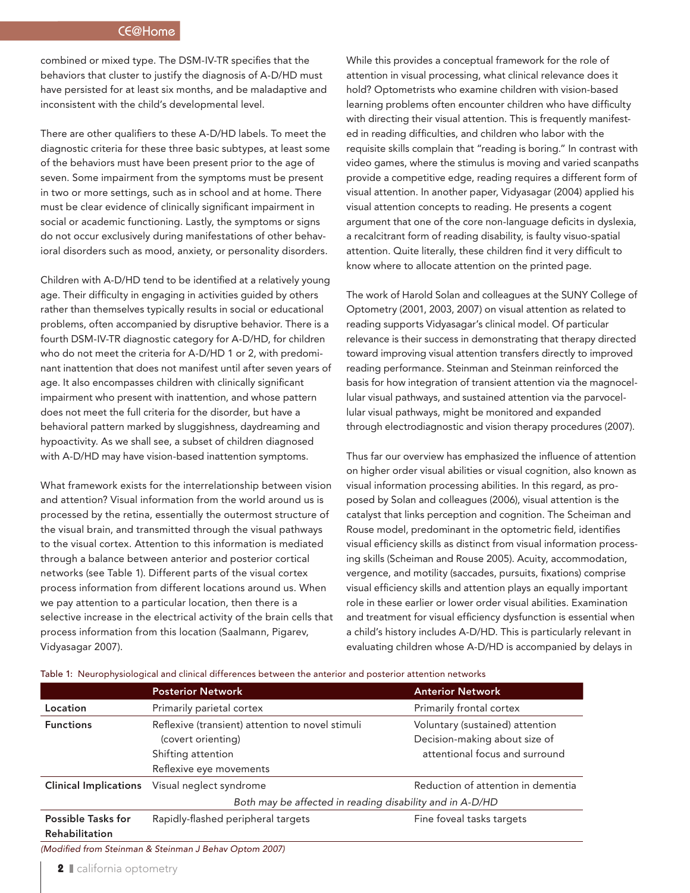combined or mixed type. The DSM-IV-TR specifies that the behaviors that cluster to justify the diagnosis of A-D/HD must have persisted for at least six months, and be maladaptive and inconsistent with the child's developmental level.

There are other qualifiers to these A-D/HD labels. To meet the diagnostic criteria for these three basic subtypes, at least some of the behaviors must have been present prior to the age of seven. Some impairment from the symptoms must be present in two or more settings, such as in school and at home. There must be clear evidence of clinically significant impairment in social or academic functioning. Lastly, the symptoms or signs do not occur exclusively during manifestations of other behavioral disorders such as mood, anxiety, or personality disorders.

Children with A-D/HD tend to be identified at a relatively young age. Their difficulty in engaging in activities guided by others rather than themselves typically results in social or educational problems, often accompanied by disruptive behavior. There is a fourth DSM-IV-TR diagnostic category for A-D/HD, for children who do not meet the criteria for A-D/HD 1 or 2, with predominant inattention that does not manifest until after seven years of age. It also encompasses children with clinically significant impairment who present with inattention, and whose pattern does not meet the full criteria for the disorder, but have a behavioral pattern marked by sluggishness, daydreaming and hypoactivity. As we shall see, a subset of children diagnosed with A-D/HD may have vision-based inattention symptoms.

What framework exists for the interrelationship between vision and attention? Visual information from the world around us is processed by the retina, essentially the outermost structure of the visual brain, and transmitted through the visual pathways to the visual cortex. Attention to this information is mediated through a balance between anterior and posterior cortical networks (see Table 1). Different parts of the visual cortex process information from different locations around us. When we pay attention to a particular location, then there is a selective increase in the electrical activity of the brain cells that process information from this location (Saalmann, Pigarev, Vidyasagar 2007).

While this provides a conceptual framework for the role of attention in visual processing, what clinical relevance does it hold? Optometrists who examine children with vision-based learning problems often encounter children who have difficulty with directing their visual attention. This is frequently manifested in reading difficulties, and children who labor with the requisite skills complain that "reading is boring." In contrast with video games, where the stimulus is moving and varied scanpaths provide a competitive edge, reading requires a different form of visual attention. In another paper, Vidyasagar (2004) applied his visual attention concepts to reading. He presents a cogent argument that one of the core non-language deficits in dyslexia, a recalcitrant form of reading disability, is faulty visuo-spatial attention. Quite literally, these children find it very difficult to know where to allocate attention on the printed page.

The work of Harold Solan and colleagues at the SUNY College of Optometry (2001, 2003, 2007) on visual attention as related to reading supports Vidyasagar's clinical model. Of particular relevance is their success in demonstrating that therapy directed toward improving visual attention transfers directly to improved reading performance. Steinman and Steinman reinforced the basis for how integration of transient attention via the magnocellular visual pathways, and sustained attention via the parvocellular visual pathways, might be monitored and expanded through electrodiagnostic and vision therapy procedures (2007).

Thus far our overview has emphasized the influence of attention on higher order visual abilities or visual cognition, also known as visual information processing abilities. In this regard, as proposed by Solan and colleagues (2006), visual attention is the catalyst that links perception and cognition. The Scheiman and Rouse model, predominant in the optometric field, identifies visual efficiency skills as distinct from visual information processing skills (Scheiman and Rouse 2005). Acuity, accommodation, vergence, and motility (saccades, pursuits, fixations) comprise visual efficiency skills and attention plays an equally important role in these earlier or lower order visual abilities. Examination and treatment for visual efficiency dysfunction is essential when a child's history includes A-D/HD. This is particularly relevant in evaluating children whose A-D/HD is accompanied by delays in

Table 1: Neurophysiological and clinical differences between the anterior and posterior attention networks

| | Posterior Network | Anterior Network |
|---|---|---|
| **Location** | Primarily parietal cortex | Primarily frontal cortex |
| **Functions** | Reflexive (transient) attention to novel stimuli (covert orienting)<br>Shifting attention<br>Reflexive eye movements | Voluntary (sustained) attention<br>Decision-making about size of attentional focus and surround |
| **Clinical Implications** | Visual neglect syndrome | Reduction of attention in dementia |
| | *Both may be affected in reading disability and in A-D/HD* | |
| **Possible Tasks for Rehabilitation** | Rapidly-flashed peripheral targets | Fine foveal tasks targets |

*(Modified from Steinman & Steinman J Behav Optom 2007)*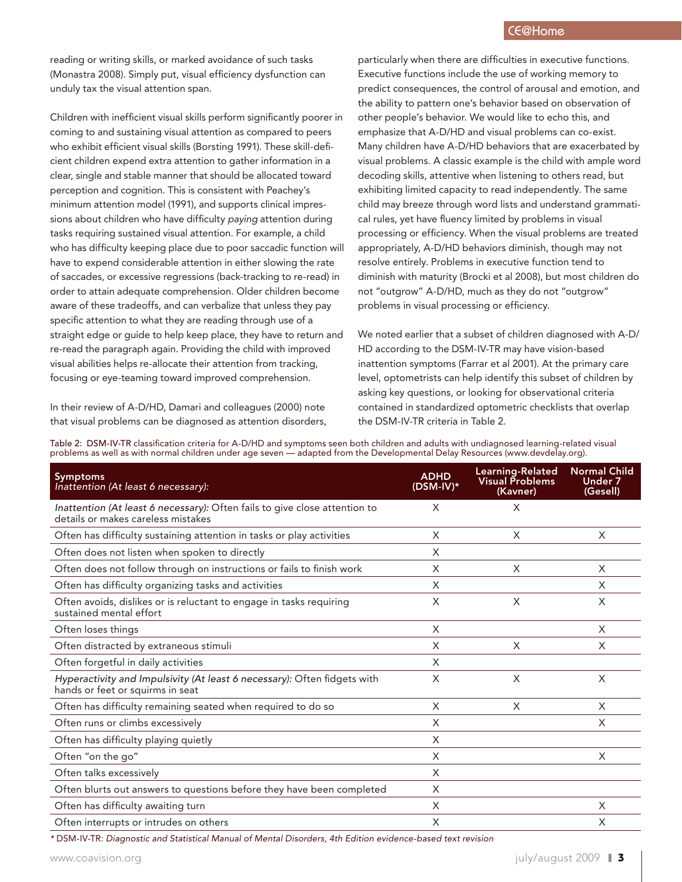reading or writing skills, or marked avoidance of such tasks (Monastra 2008). Simply put, visual efficiency dysfunction can unduly tax the visual attention span.

Children with inefficient visual skills perform significantly poorer in coming to and sustaining visual attention as compared to peers who exhibit efficient visual skills (Borsting 1991). These skill-deficient children expend extra attention to gather information in a clear, single and stable manner that should be allocated toward perception and cognition. This is consistent with Peachey's minimum attention model (1991), and supports clinical impressions about children who have difficulty *paying* attention during tasks requiring sustained visual attention. For example, a child who has difficulty keeping place due to poor saccadic function will have to expend considerable attention in either slowing the rate of saccades, or excessive regressions (back-tracking to re-read) in order to attain adequate comprehension. Older children become aware of these tradeoffs, and can verbalize that unless they pay specific attention to what they are reading through use of a straight edge or guide to help keep place, they have to return and re-read the paragraph again. Providing the child with improved visual abilities helps re-allocate their attention from tracking, focusing or eye-teaming toward improved comprehension.

In their review of A-D/HD, Damari and colleagues (2000) note that visual problems can be diagnosed as attention disorders, particularly when there are difficulties in executive functions. Executive functions include the use of working memory to predict consequences, the control of arousal and emotion, and the ability to pattern one's behavior based on observation of other people's behavior. We would like to echo this, and emphasize that A-D/HD and visual problems can co-exist. Many children have A-D/HD behaviors that are exacerbated by visual problems. A classic example is the child with ample word decoding skills, attentive when listening to others read, but exhibiting limited capacity to read independently. The same child may breeze through word lists and understand grammatical rules, yet have fluency limited by problems in visual processing or efficiency. When the visual problems are treated appropriately, A-D/HD behaviors diminish, though may not resolve entirely. Problems in executive function tend to diminish with maturity (Brocki et al 2008), but most children do not "outgrow" A-D/HD, much as they do not "outgrow" problems in visual processing or efficiency.

We noted earlier that a subset of children diagnosed with A-D/HD according to the DSM-IV-TR may have vision-based inattention symptoms (Farrar et al 2001). At the primary care level, optometrists can help identify this subset of children by asking key questions, or looking for observational criteria contained in standardized optometric checklists that overlap the DSM-IV-TR criteria in Table 2.

Table 2: DSM-IV-TR classification criteria for A-D/HD and symptoms seen both children and adults with undiagnosed learning-related visual problems as well as with normal children under age seven — adapted from the Developmental Delay Resources (www.devdelay.org).

| Symptoms *Inattention (At least 6 necessary):* | ADHD (DSM-IV)* | Learning-Related Visual Problems (Kavner) | Normal Child Under 7 (Gesell) |
|---|---|---|---|
| *Inattention (At least 6 necessary):* Often fails to give close attention to details or makes careless mistakes | X | X | |
| Often has difficulty sustaining attention in tasks or play activities | X | X | X |
| Often does not listen when spoken to directly | X | | |
| Often does not follow through on instructions or fails to finish work | X | X | X |
| Often has difficulty organizing tasks and activities | X | | X |
| Often avoids, dislikes or is reluctant to engage in tasks requiring sustained mental effort | X | X | X |
| Often loses things | X | | X |
| Often distracted by extraneous stimuli | X | X | X |
| Often forgetful in daily activities | X | | |
| *Hyperactivity and Impulsivity (At least 6 necessary):* Often fidgets with hands or feet or squirms in seat | X | X | X |
| Often has difficulty remaining seated when required to do so | X | X | X |
| Often runs or climbs excessively | X | | X |
| Often has difficulty playing quietly | X | | |
| Often "on the go" | X | | X |
| Often talks excessively | X | | |
| Often blurts out answers to questions before they have been completed | X | | |
| Often has difficulty awaiting turn | X | | X |
| Often interrupts or intrudes on others | X | | X |

* DSM-IV-TR: *Diagnostic and Statistical Manual of Mental Disorders, 4th Edition evidence-based text revision*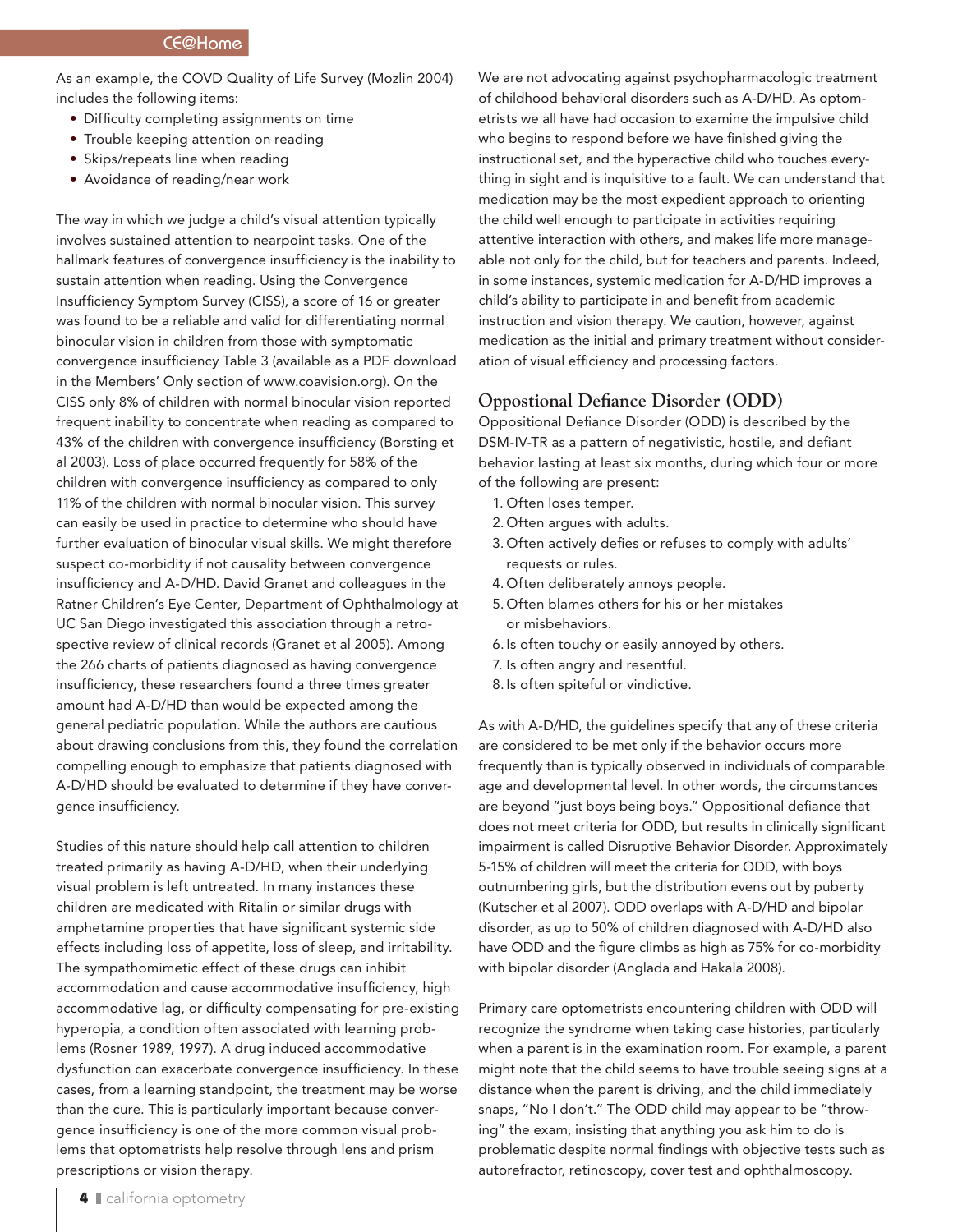As an example, the COVD Quality of Life Survey (Mozlin 2004) includes the following items:

- Difficulty completing assignments on time
- Trouble keeping attention on reading
- Skips/repeats line when reading
- Avoidance of reading/near work

The way in which we judge a child's visual attention typically involves sustained attention to nearpoint tasks. One of the hallmark features of convergence insufficiency is the inability to sustain attention when reading. Using the Convergence Insufficiency Symptom Survey (CISS), a score of 16 or greater was found to be a reliable and valid for differentiating normal binocular vision in children from those with symptomatic convergence insufficiency Table 3 (available as a PDF download in the Members' Only section of www.coavision.org). On the CISS only 8% of children with normal binocular vision reported frequent inability to concentrate when reading as compared to 43% of the children with convergence insufficiency (Borsting et al 2003). Loss of place occurred frequently for 58% of the children with convergence insufficiency as compared to only 11% of the children with normal binocular vision. This survey can easily be used in practice to determine who should have further evaluation of binocular visual skills. We might therefore suspect co-morbidity if not causality between convergence insufficiency and A-D/HD. David Granet and colleagues in the Ratner Children's Eye Center, Department of Ophthalmology at UC San Diego investigated this association through a retrospective review of clinical records (Granet et al 2005). Among the 266 charts of patients diagnosed as having convergence insufficiency, these researchers found a three times greater amount had A-D/HD than would be expected among the general pediatric population. While the authors are cautious about drawing conclusions from this, they found the correlation compelling enough to emphasize that patients diagnosed with A-D/HD should be evaluated to determine if they have convergence insufficiency.

Studies of this nature should help call attention to children treated primarily as having A-D/HD, when their underlying visual problem is left untreated. In many instances these children are medicated with Ritalin or similar drugs with amphetamine properties that have significant systemic side effects including loss of appetite, loss of sleep, and irritability. The sympathomimetic effect of these drugs can inhibit accommodation and cause accommodative insufficiency, high accommodative lag, or difficulty compensating for pre-existing hyperopia, a condition often associated with learning problems (Rosner 1989, 1997). A drug induced accommodative dysfunction can exacerbate convergence insufficiency. In these cases, from a learning standpoint, the treatment may be worse than the cure. This is particularly important because convergence insufficiency is one of the more common visual problems that optometrists help resolve through lens and prism prescriptions or vision therapy.

We are not advocating against psychopharmacologic treatment of childhood behavioral disorders such as A-D/HD. As optometrists we all have had occasion to examine the impulsive child who begins to respond before we have finished giving the instructional set, and the hyperactive child who touches everything in sight and is inquisitive to a fault. We can understand that medication may be the most expedient approach to orienting the child well enough to participate in activities requiring attentive interaction with others, and makes life more manageable not only for the child, but for teachers and parents. Indeed, in some instances, systemic medication for A-D/HD improves a child's ability to participate in and benefit from academic instruction and vision therapy. We caution, however, against medication as the initial and primary treatment without consideration of visual efficiency and processing factors.

## Oppositional Defiance Disorder (ODD)

Oppositional Defiance Disorder (ODD) is described by the DSM-IV-TR as a pattern of negativistic, hostile, and defiant behavior lasting at least six months, during which four or more of the following are present:

1. Often loses temper.
2. Often argues with adults.
3. Often actively defies or refuses to comply with adults' requests or rules.
4. Often deliberately annoys people.
5. Often blames others for his or her mistakes or misbehaviors.
6. Is often touchy or easily annoyed by others.
7. Is often angry and resentful.
8. Is often spiteful or vindictive.

As with A-D/HD, the guidelines specify that any of these criteria are considered to be met only if the behavior occurs more frequently than is typically observed in individuals of comparable age and developmental level. In other words, the circumstances are beyond "just boys being boys." Oppositional defiance that does not meet criteria for ODD, but results in clinically significant impairment is called Disruptive Behavior Disorder. Approximately 5-15% of children will meet the criteria for ODD, with boys outnumbering girls, but the distribution evens out by puberty (Kutscher et al 2007). ODD overlaps with A-D/HD and bipolar disorder, as up to 50% of children diagnosed with A-D/HD also have ODD and the figure climbs as high as 75% for co-morbidity with bipolar disorder (Anglada and Hakala 2008).

Primary care optometrists encountering children with ODD will recognize the syndrome when taking case histories, particularly when a parent is in the examination room. For example, a parent might note that the child seems to have trouble seeing signs at a distance when the parent is driving, and the child immediately snaps, "No I don't." The ODD child may appear to be "throwing" the exam, insisting that anything you ask him to do is problematic despite normal findings with objective tests such as autorefractor, retinoscopy, cover test and ophthalmoscopy.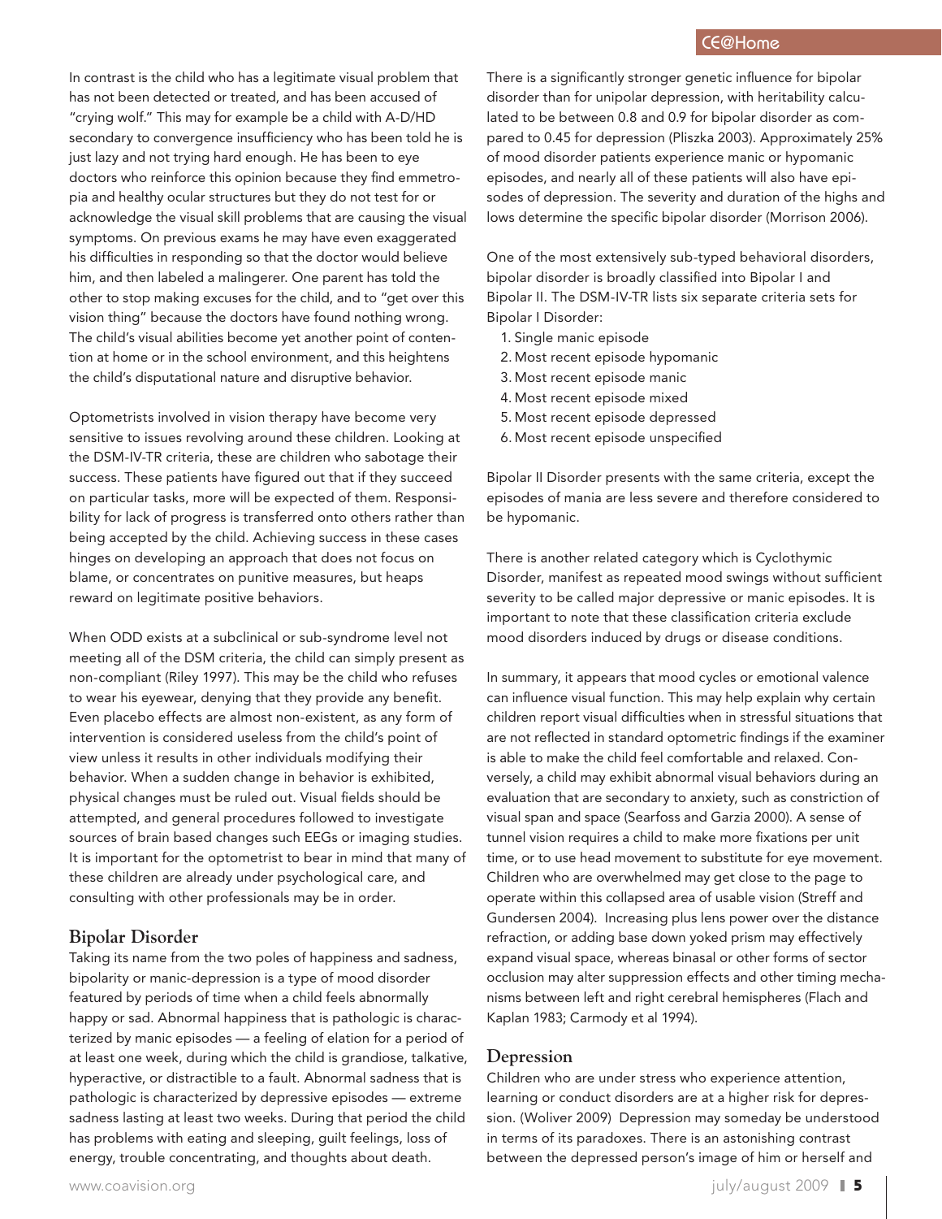In contrast is the child who has a legitimate visual problem that has not been detected or treated, and has been accused of "crying wolf." This may for example be a child with A-D/HD secondary to convergence insufficiency who has been told he is just lazy and not trying hard enough. He has been to eye doctors who reinforce this opinion because they find emmetropia and healthy ocular structures but they do not test for or acknowledge the visual skill problems that are causing the visual symptoms. On previous exams he may have even exaggerated his difficulties in responding so that the doctor would believe him, and then labeled a malingerer. One parent has told the other to stop making excuses for the child, and to "get over this vision thing" because the doctors have found nothing wrong. The child's visual abilities become yet another point of contention at home or in the school environment, and this heightens the child's disputational nature and disruptive behavior.

Optometrists involved in vision therapy have become very sensitive to issues revolving around these children. Looking at the DSM-IV-TR criteria, these are children who sabotage their success. These patients have figured out that if they succeed on particular tasks, more will be expected of them. Responsibility for lack of progress is transferred onto others rather than being accepted by the child. Achieving success in these cases hinges on developing an approach that does not focus on blame, or concentrates on punitive measures, but heaps reward on legitimate positive behaviors.

When ODD exists at a subclinical or sub-syndrome level not meeting all of the DSM criteria, the child can simply present as non-compliant (Riley 1997). This may be the child who refuses to wear his eyewear, denying that they provide any benefit. Even placebo effects are almost non-existent, as any form of intervention is considered useless from the child's point of view unless it results in other individuals modifying their behavior. When a sudden change in behavior is exhibited, physical changes must be ruled out. Visual fields should be attempted, and general procedures followed to investigate sources of brain based changes such EEGs or imaging studies. It is important for the optometrist to bear in mind that many of these children are already under psychological care, and consulting with other professionals may be in order.

## Bipolar Disorder

Taking its name from the two poles of happiness and sadness, bipolarity or manic-depression is a type of mood disorder featured by periods of time when a child feels abnormally happy or sad. Abnormal happiness that is pathologic is characterized by manic episodes — a feeling of elation for a period of at least one week, during which the child is grandiose, talkative, hyperactive, or distractible to a fault. Abnormal sadness that is pathologic is characterized by depressive episodes — extreme sadness lasting at least two weeks. During that period the child has problems with eating and sleeping, guilt feelings, loss of energy, trouble concentrating, and thoughts about death.

There is a significantly stronger genetic influence for bipolar disorder than for unipolar depression, with heritability calculated to be between 0.8 and 0.9 for bipolar disorder as compared to 0.45 for depression (Pliszka 2003). Approximately 25% of mood disorder patients experience manic or hypomanic episodes, and nearly all of these patients will also have episodes of depression. The severity and duration of the highs and lows determine the specific bipolar disorder (Morrison 2006).

One of the most extensively sub-typed behavioral disorders, bipolar disorder is broadly classified into Bipolar I and Bipolar II. The DSM-IV-TR lists six separate criteria sets for Bipolar I Disorder:

1. Single manic episode
2. Most recent episode hypomanic
3. Most recent episode manic
4. Most recent episode mixed
5. Most recent episode depressed
6. Most recent episode unspecified

Bipolar II Disorder presents with the same criteria, except the episodes of mania are less severe and therefore considered to be hypomanic.

There is another related category which is Cyclothymic Disorder, manifest as repeated mood swings without sufficient severity to be called major depressive or manic episodes. It is important to note that these classification criteria exclude mood disorders induced by drugs or disease conditions.

In summary, it appears that mood cycles or emotional valence can influence visual function. This may help explain why certain children report visual difficulties when in stressful situations that are not reflected in standard optometric findings if the examiner is able to make the child feel comfortable and relaxed. Conversely, a child may exhibit abnormal visual behaviors during an evaluation that are secondary to anxiety, such as constriction of visual span and space (Searfoss and Garzia 2000). A sense of tunnel vision requires a child to make more fixations per unit time, or to use head movement to substitute for eye movement. Children who are overwhelmed may get close to the page to operate within this collapsed area of usable vision (Streff and Gundersen 2004). Increasing plus lens power over the distance refraction, or adding base down yoked prism may effectively expand visual space, whereas binasal or other forms of sector occlusion may alter suppression effects and other timing mechanisms between left and right cerebral hemispheres (Flach and Kaplan 1983; Carmody et al 1994).

## Depression

Children who are under stress who experience attention, learning or conduct disorders are at a higher risk for depression. (Woliver 2009) Depression may someday be understood in terms of its paradoxes. There is an astonishing contrast between the depressed person's image of him or herself and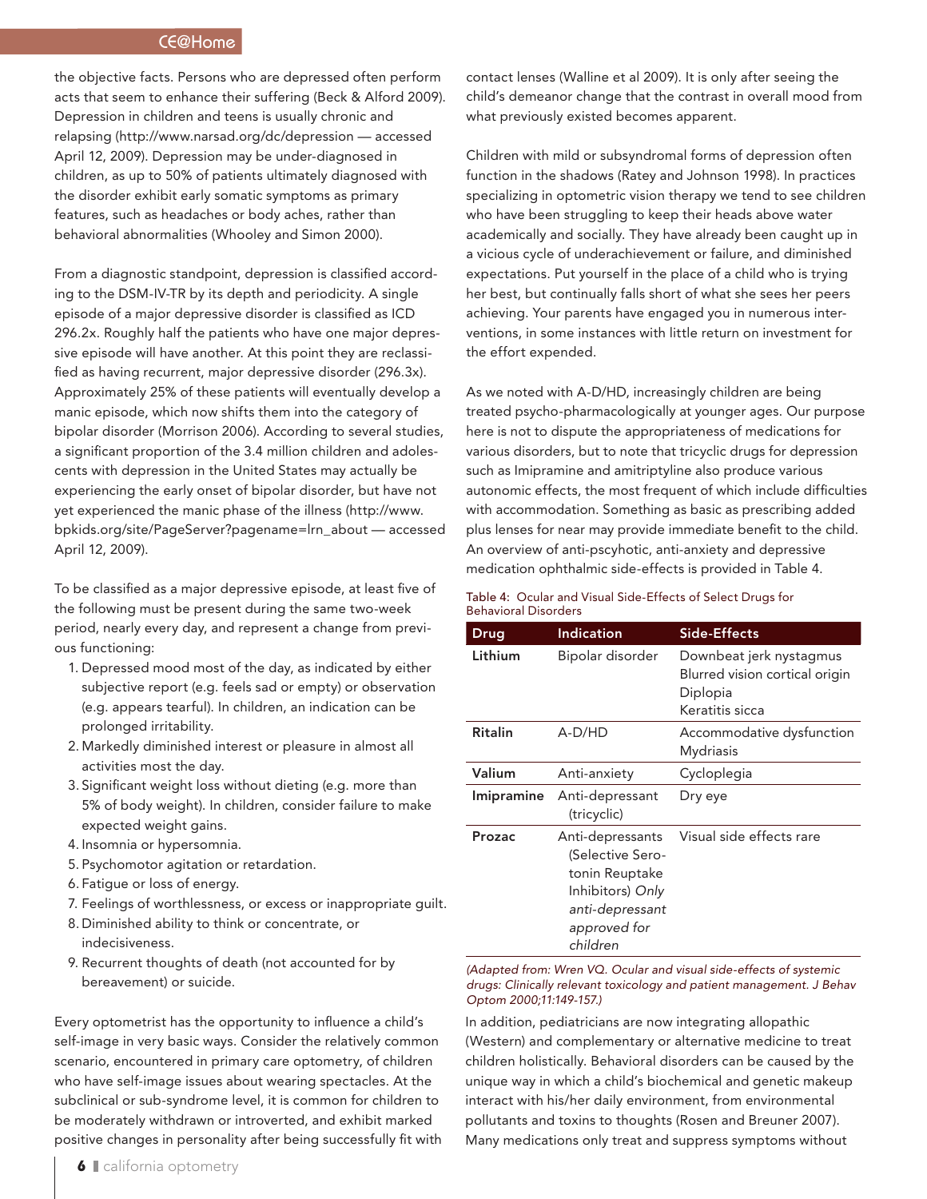the objective facts. Persons who are depressed often perform acts that seem to enhance their suffering (Beck & Alford 2009). Depression in children and teens is usually chronic and relapsing (http://www.narsad.org/dc/depression — accessed April 12, 2009). Depression may be under-diagnosed in children, as up to 50% of patients ultimately diagnosed with the disorder exhibit early somatic symptoms as primary features, such as headaches or body aches, rather than behavioral abnormalities (Whooley and Simon 2000).

From a diagnostic standpoint, depression is classified according to the DSM-IV-TR by its depth and periodicity. A single episode of a major depressive disorder is classified as ICD 296.2x. Roughly half the patients who have one major depressive episode will have another. At this point they are reclassified as having recurrent, major depressive disorder (296.3x). Approximately 25% of these patients will eventually develop a manic episode, which now shifts them into the category of bipolar disorder (Morrison 2006). According to several studies, a significant proportion of the 3.4 million children and adolescents with depression in the United States may actually be experiencing the early onset of bipolar disorder, but have not yet experienced the manic phase of the illness (http://www.bpkids.org/site/PageServer?pagename=lrn_about — accessed April 12, 2009).

To be classified as a major depressive episode, at least five of the following must be present during the same two-week period, nearly every day, and represent a change from previous functioning:

1. Depressed mood most of the day, as indicated by either subjective report (e.g. feels sad or empty) or observation (e.g. appears tearful). In children, an indication can be prolonged irritability.
2. Markedly diminished interest or pleasure in almost all activities most the day.
3. Significant weight loss without dieting (e.g. more than 5% of body weight). In children, consider failure to make expected weight gains.
4. Insomnia or hypersomnia.
5. Psychomotor agitation or retardation.
6. Fatigue or loss of energy.
7. Feelings of worthlessness, or excess or inappropriate guilt.
8. Diminished ability to think or concentrate, or indecisiveness.
9. Recurrent thoughts of death (not accounted for by bereavement) or suicide.

Every optometrist has the opportunity to influence a child's self-image in very basic ways. Consider the relatively common scenario, encountered in primary care optometry, of children who have self-image issues about wearing spectacles. At the subclinical or sub-syndrome level, it is common for children to be moderately withdrawn or introverted, and exhibit marked positive changes in personality after being successfully fit with contact lenses (Walline et al 2009). It is only after seeing the child's demeanor change that the contrast in overall mood from what previously existed becomes apparent.

Children with mild or subsyndromal forms of depression often function in the shadows (Ratey and Johnson 1998). In practices specializing in optometric vision therapy we tend to see children who have been struggling to keep their heads above water academically and socially. They have already been caught up in a vicious cycle of underachievement or failure, and diminished expectations. Put yourself in the place of a child who is trying her best, but continually falls short of what she sees her peers achieving. Your parents have engaged you in numerous interventions, in some instances with little return on investment for the effort expended.

As we noted with A-D/HD, increasingly children are being treated psycho-pharmacologically at younger ages. Our purpose here is not to dispute the appropriateness of medications for various disorders, but to note that tricyclic drugs for depression such as Imipramine and amitriptyline also produce various autonomic effects, the most frequent of which include difficulties with accommodation. Something as basic as prescribing added plus lenses for near may provide immediate benefit to the child. An overview of anti-pscyhotic, anti-anxiety and depressive medication ophthalmic side-effects is provided in Table 4.

Table 4: Ocular and Visual Side-Effects of Select Drugs for Behavioral Disorders

| Drug | Indication | Side-Effects |
|---|---|---|
| **Lithium** | Bipolar disorder | Downbeat jerk nystagmus<br>Blurred vision cortical origin<br>Diplopia<br>Keratitis sicca |
| **Ritalin** | A-D/HD | Accommodative dysfunction<br>Mydriasis |
| **Valium** | Anti-anxiety | Cycloplegia |
| **Imipramine** | Anti-depressant (tricyclic) | Dry eye |
| **Prozac** | Anti-depressants (Selective Serotonin Reuptake Inhibitors) *Only anti-depressant approved for children* | Visual side effects rare |

*(Adapted from: Wren VQ. Ocular and visual side-effects of systemic drugs: Clinically relevant toxicology and patient management. J Behav Optom 2000;11:149-157.)*

In addition, pediatricians are now integrating allopathic (Western) and complementary or alternative medicine to treat children holistically. Behavioral disorders can be caused by the unique way in which a child's biochemical and genetic makeup interact with his/her daily environment, from environmental pollutants and toxins to thoughts (Rosen and Breuner 2007). Many medications only treat and suppress symptoms without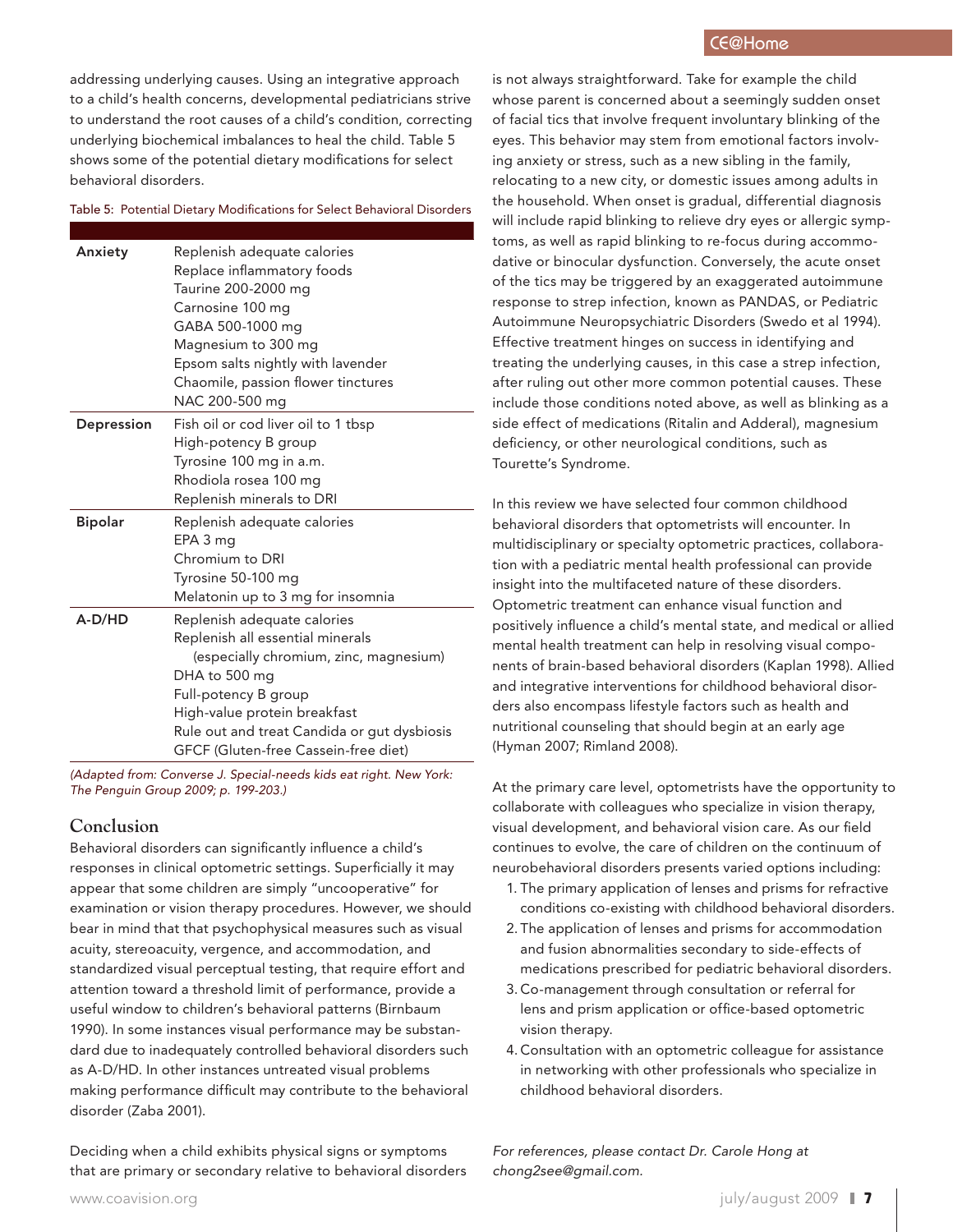addressing underlying causes. Using an integrative approach to a child's health concerns, developmental pediatricians strive to understand the root causes of a child's condition, correcting underlying biochemical imbalances to heal the child. Table 5 shows some of the potential dietary modifications for select behavioral disorders.

Table 5: Potential Dietary Modifications for Select Behavioral Disorders

| | |
|---|---|
| **Anxiety** | Replenish adequate calories<br>Replace inflammatory foods<br>Taurine 200-2000 mg<br>Carnosine 100 mg<br>GABA 500-1000 mg<br>Magnesium to 300 mg<br>Epsom salts nightly with lavender<br>Chaomile, passion flower tinctures<br>NAC 200-500 mg |
| **Depression** | Fish oil or cod liver oil to 1 tbsp<br>High-potency B group<br>Tyrosine 100 mg in a.m.<br>Rhodiola rosea 100 mg<br>Replenish minerals to DRI |
| **Bipolar** | Replenish adequate calories<br>EPA 3 mg<br>Chromium to DRI<br>Tyrosine 50-100 mg<br>Melatonin up to 3 mg for insomnia |
| **A-D/HD** | Replenish adequate calories<br>Replenish all essential minerals<br>(especially chromium, zinc, magnesium)<br>DHA to 500 mg<br>Full-potency B group<br>High-value protein breakfast<br>Rule out and treat Candida or gut dysbiosis<br>GFCF (Gluten-free Cassein-free diet) |

*(Adapted from: Converse J. Special-needs kids eat right. New York: The Penguin Group 2009; p. 199-203.)*

## Conclusion

Behavioral disorders can significantly influence a child's responses in clinical optometric settings. Superficially it may appear that some children are simply "uncooperative" for examination or vision therapy procedures. However, we should bear in mind that that psychophysical measures such as visual acuity, stereoacuity, vergence, and accommodation, and standardized visual perceptual testing, that require effort and attention toward a threshold limit of performance, provide a useful window to children's behavioral patterns (Birnbaum 1990). In some instances visual performance may be substandard due to inadequately controlled behavioral disorders such as A-D/HD. In other instances untreated visual problems making performance difficult may contribute to the behavioral disorder (Zaba 2001).

Deciding when a child exhibits physical signs or symptoms that are primary or secondary relative to behavioral disorders is not always straightforward. Take for example the child whose parent is concerned about a seemingly sudden onset of facial tics that involve frequent involuntary blinking of the eyes. This behavior may stem from emotional factors involving anxiety or stress, such as a new sibling in the family, relocating to a new city, or domestic issues among adults in the household. When onset is gradual, differential diagnosis will include rapid blinking to relieve dry eyes or allergic symptoms, as well as rapid blinking to re-focus during accommodative or binocular dysfunction. Conversely, the acute onset of the tics may be triggered by an exaggerated autoimmune response to strep infection, known as PANDAS, or Pediatric Autoimmune Neuropsychiatric Disorders (Swedo et al 1994). Effective treatment hinges on success in identifying and treating the underlying causes, in this case a strep infection, after ruling out other more common potential causes. These include those conditions noted above, as well as blinking as a side effect of medications (Ritalin and Adderal), magnesium deficiency, or other neurological conditions, such as Tourette's Syndrome.

In this review we have selected four common childhood behavioral disorders that optometrists will encounter. In multidisciplinary or specialty optometric practices, collaboration with a pediatric mental health professional can provide insight into the multifaceted nature of these disorders. Optometric treatment can enhance visual function and positively influence a child's mental state, and medical or allied mental health treatment can help in resolving visual components of brain-based behavioral disorders (Kaplan 1998). Allied and integrative interventions for childhood behavioral disorders also encompass lifestyle factors such as health and nutritional counseling that should begin at an early age (Hyman 2007; Rimland 2008).

At the primary care level, optometrists have the opportunity to collaborate with colleagues who specialize in vision therapy, visual development, and behavioral vision care. As our field continues to evolve, the care of children on the continuum of neurobehavioral disorders presents varied options including:

1. The primary application of lenses and prisms for refractive conditions co-existing with childhood behavioral disorders.
2. The application of lenses and prisms for accommodation and fusion abnormalities secondary to side-effects of medications prescribed for pediatric behavioral disorders.
3. Co-management through consultation or referral for lens and prism application or office-based optometric vision therapy.
4. Consultation with an optometric colleague for assistance in networking with other professionals who specialize in childhood behavioral disorders.

*For references, please contact Dr. Carole Hong at chong2see@gmail.com.*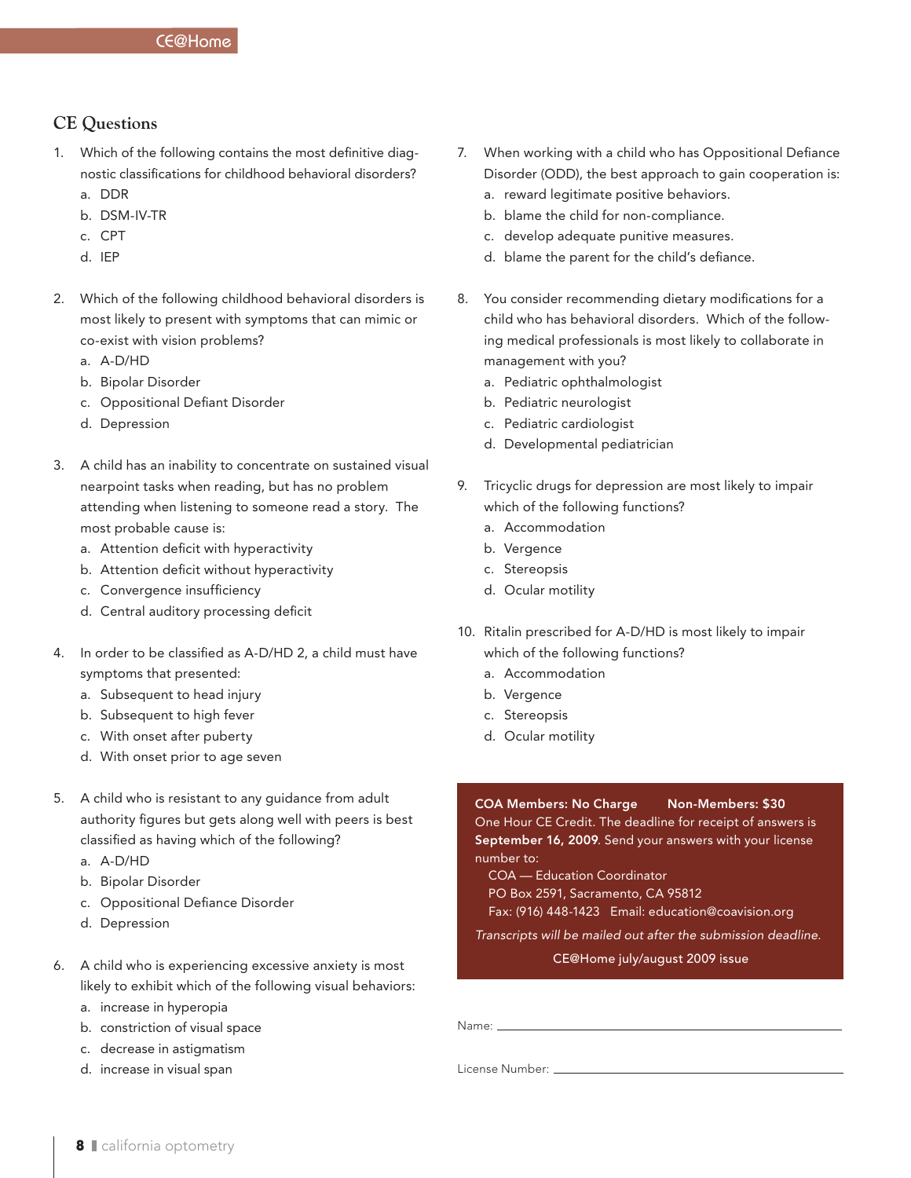## CE Questions

1. Which of the following contains the most definitive diagnostic classifications for childhood behavioral disorders?
   a. DDR
   b. DSM-IV-TR
   c. CPT
   d. IEP

2. Which of the following childhood behavioral disorders is most likely to present with symptoms that can mimic or co-exist with vision problems?
   a. A-D/HD
   b. Bipolar Disorder
   c. Oppositional Defiant Disorder
   d. Depression

3. A child has an inability to concentrate on sustained visual nearpoint tasks when reading, but has no problem attending when listening to someone read a story. The most probable cause is:
   a. Attention deficit with hyperactivity
   b. Attention deficit without hyperactivity
   c. Convergence insufficiency
   d. Central auditory processing deficit

4. In order to be classified as A-D/HD 2, a child must have symptoms that presented:
   a. Subsequent to head injury
   b. Subsequent to high fever
   c. With onset after puberty
   d. With onset prior to age seven

5. A child who is resistant to any guidance from adult authority figures but gets along well with peers is best classified as having which of the following?
   a. A-D/HD
   b. Bipolar Disorder
   c. Oppositional Defiance Disorder
   d. Depression

6. A child who is experiencing excessive anxiety is most likely to exhibit which of the following visual behaviors:
   a. increase in hyperopia
   b. constriction of visual space
   c. decrease in astigmatism
   d. increase in visual span

7. When working with a child who has Oppositional Defiance Disorder (ODD), the best approach to gain cooperation is:
   a. reward legitimate positive behaviors.
   b. blame the child for non-compliance.
   c. develop adequate punitive measures.
   d. blame the parent for the child's defiance.

8. You consider recommending dietary modifications for a child who has behavioral disorders. Which of the following medical professionals is most likely to collaborate in management with you?
   a. Pediatric ophthalmologist
   b. Pediatric neurologist
   c. Pediatric cardiologist
   d. Developmental pediatrician

9. Tricyclic drugs for depression are most likely to impair which of the following functions?
   a. Accommodation
   b. Vergence
   c. Stereopsis
   d. Ocular motility

10. Ritalin prescribed for A-D/HD is most likely to impair which of the following functions?
    a. Accommodation
    b. Vergence
    c. Stereopsis
    d. Ocular motility

**COA Members: No Charge** **Non-Members: $30**
One Hour CE Credit. The deadline for receipt of answers is **September 16, 2009**. Send your answers with your license number to:
COA — Education Coordinator
PO Box 2591, Sacramento, CA 95812
Fax: (916) 448-1423 Email: education@coavision.org

*Transcripts will be mailed out after the submission deadline.*

CE@Home july/august 2009 issue

Name: ______________________________

License Number: ______________________________